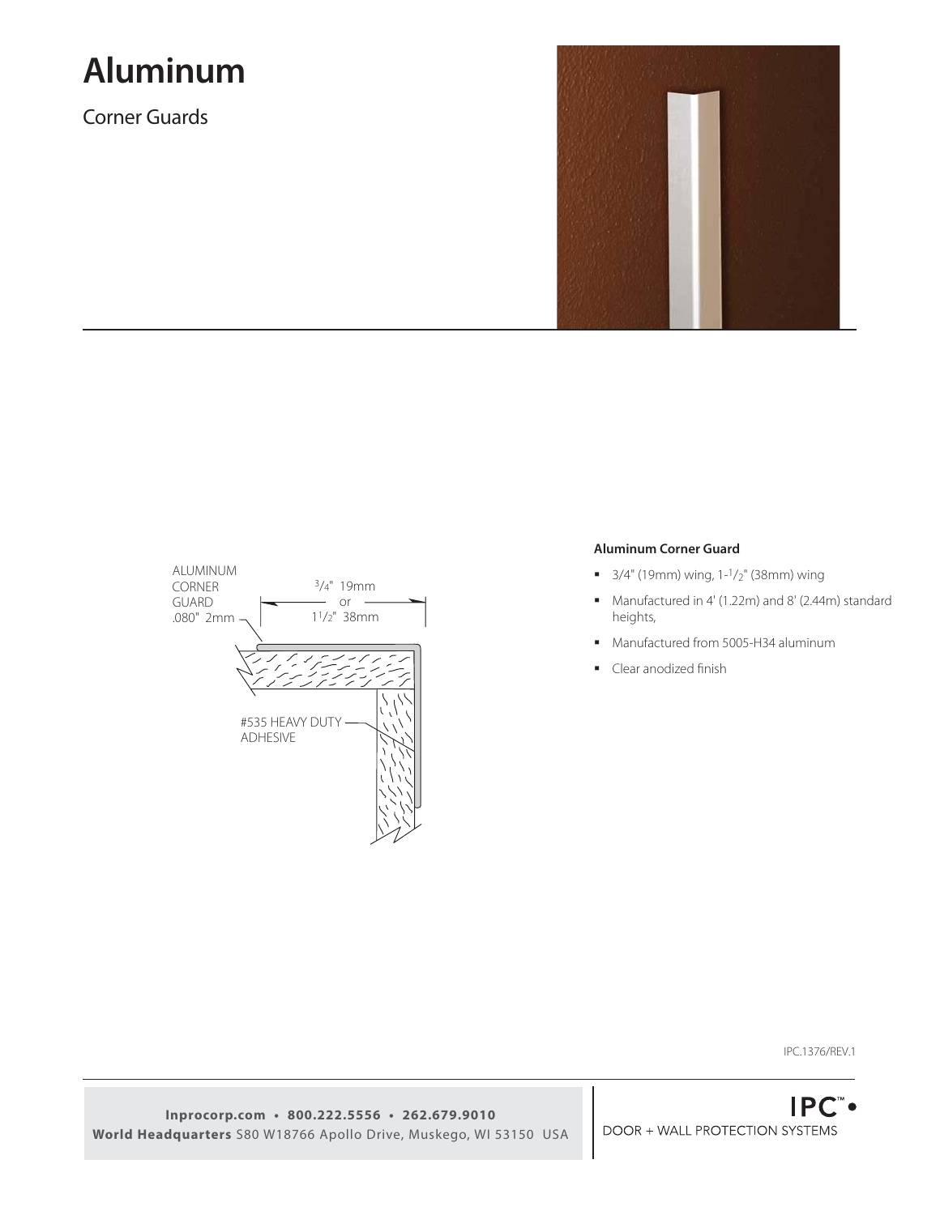# Aluminum

## Corner Guards

ALUMINUM CORNER GUARD .080" 2mm

3/4" 19mm or 1-1/2" 38mm

#535 HEAVY DUTY ADHESIVE

### Aluminum Corner Guard

- 3/4" (19mm) wing, 1-1/2" (38mm) wing
- Manufactured in 4' (1.22m) and 8' (2.44m) standard heights,
- Manufactured from 5005-H34 aluminum
- Clear anodized finish

IPC.1376/REV.1

**Inprocorp.com • 800.222.5556 • 262.679.9010**
**World Headquarters** S80 W18766 Apollo Drive, Muskego, WI 53150 USA

IPC™ DOOR + WALL PROTECTION SYSTEMS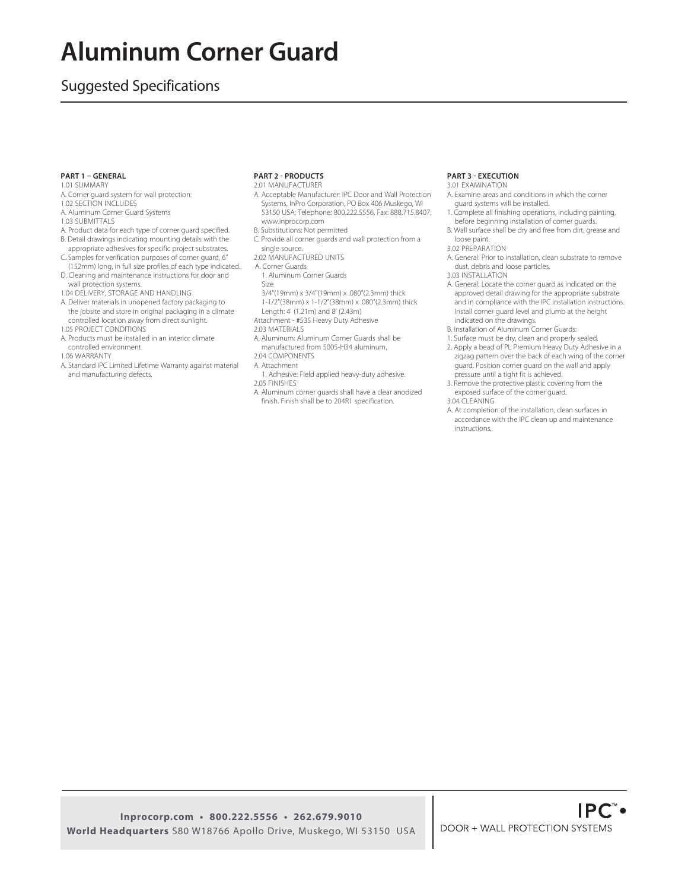# Aluminum Corner Guard

## Suggested Specifications

**PART 1 – GENERAL**

1.01 SUMMARY

A. Corner guard system for wall protection:

1.02 SECTION INCLUDES

A. Aluminum Corner Guard Systems

1.03 SUBMITTALS

A. Product data for each type of corner guard specified.

B. Detail drawings indicating mounting details with the appropriate adhesives for specific project substrates.

C. Samples for verification purposes of corner guard, 6" (152mm) long, in full size profiles of each type indicated.

D. Cleaning and maintenance instructions for door and wall protection systems.

1.04 DELIVERY, STORAGE AND HANDLING

A. Deliver materials in unopened factory packaging to the jobsite and store in original packaging in a climate controlled location away from direct sunlight.

1.05 PROJECT CONDITIONS

A. Products must be installed in an interior climate controlled environment.

1.06 WARRANTY

A. Standard IPC Limited Lifetime Warranty against material and manufacturing defects.

**PART 2 - PRODUCTS**

2.01 MANUFACTURER

A. Acceptable Manufacturer: IPC Door and Wall Protection Systems, InPro Corporation, PO Box 406 Muskego, WI 53150 USA; Telephone: 800.222.5556, Fax: 888.715.8407, www.inprocorp.com

B. Substitutions: Not permitted

C. Provide all corner guards and wall protection from a single source.

2.02 MANUFACTURED UNITS

A. Corner Guards

1. Aluminum Corner Guards

Size

3/4"(19mm) x 3/4"(19mm) x .080"(2.3mm) thick

1-1/2"(38mm) x 1-1/2"(38mm) x .080"(2.3mm) thick

Length: 4' (1.21m) and 8' (2.43m)

Attachment - #535 Heavy Duty Adhesive

2.03 MATERIALS

A. Aluminum: Aluminum Corner Guards shall be manufactured from 5005-H34 aluminum,

2.04 COMPONENTS

A. Attachment

1. Adhesive: Field applied heavy-duty adhesive.

2.05 FINISHES

A. Aluminum corner guards shall have a clear anodized finish. Finish shall be to 204R1 specification.

**PART 3 - EXECUTION**

3.01 EXAMINATION

A. Examine areas and conditions in which the corner guard systems will be installed.

1. Complete all finishing operations, including painting, before beginning installation of corner guards.

B. Wall surface shall be dry and free from dirt, grease and loose paint.

3.02 PREPARATION

A. General: Prior to installation, clean substrate to remove dust, debris and loose particles.

3.03 INSTALLATION

A. General: Locate the corner guard as indicated on the approved detail drawing for the appropriate substrate and in compliance with the IPC installation instructions. Install corner guard level and plumb at the height indicated on the drawings.

B. Installation of Aluminum Corner Guards:

1. Surface must be dry, clean and properly sealed.

2. Apply a bead of PL Premium Heavy Duty Adhesive in a zigzag pattern over the back of each wing of the corner guard. Position corner guard on the wall and apply pressure until a tight fit is achieved.

3. Remove the protective plastic covering from the exposed surface of the corner guard.

3.04 CLEANING

A. At completion of the installation, clean surfaces in accordance with the IPC clean up and maintenance instructions.

**Inprocorp.com • 800.222.5556 • 262.679.9010**
**World Headquarters** S80 W18766 Apollo Drive, Muskego, WI 53150 USA

IPC™ DOOR + WALL PROTECTION SYSTEMS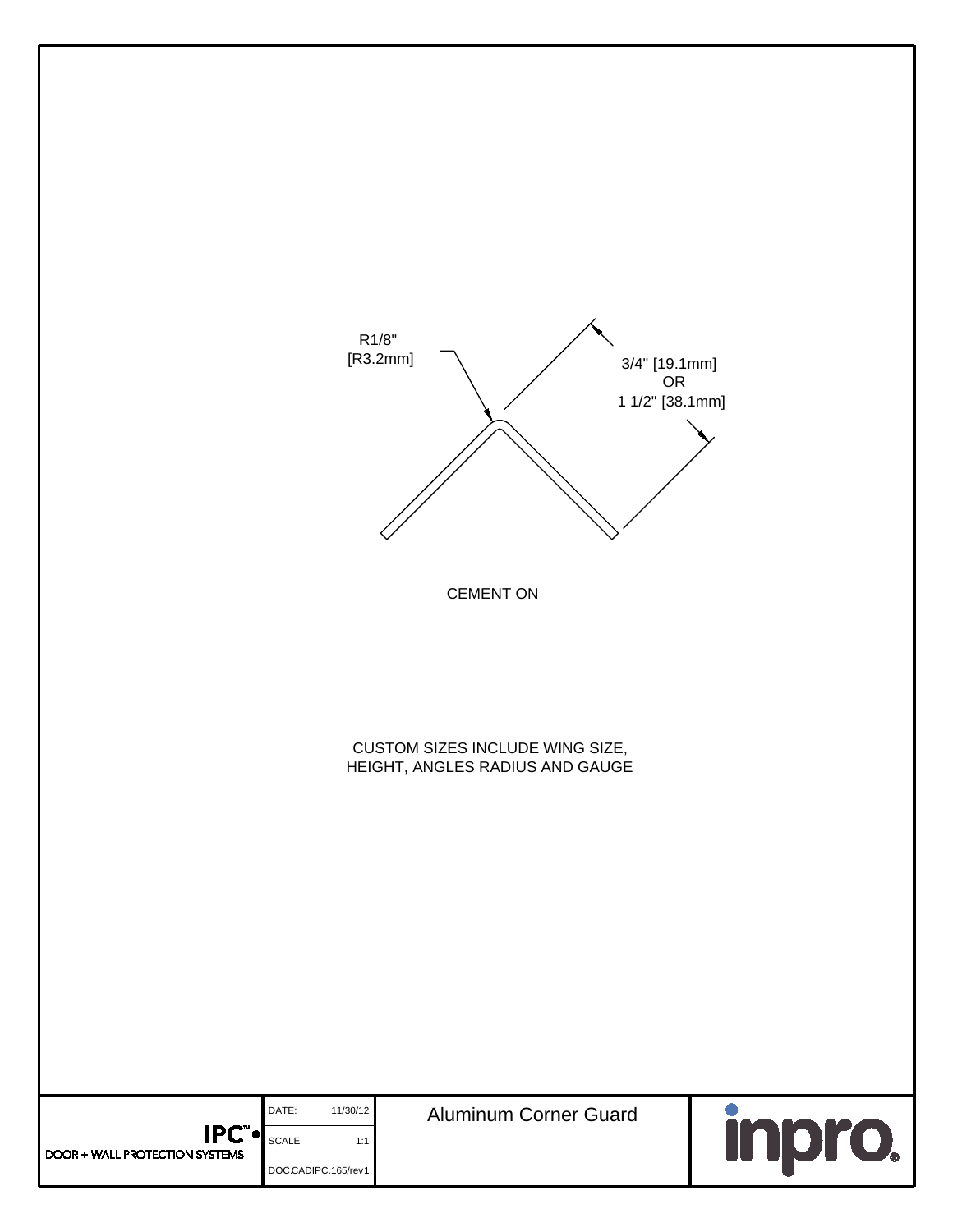R1/8"
[R3.2mm]

3/4" [19.1mm]
OR
1 1/2" [38.1mm]

CEMENT ON

CUSTOM SIZES INCLUDE WING SIZE,
HEIGHT, ANGLES RADIUS AND GAUGE

| | | | | |
|---|---|---|---|---|
| IPC™ DOOR + WALL PROTECTION SYSTEMS | DATE: | 11/30/12 | Aluminum Corner Guard | inpro. |
| | SCALE | 1:1 | | |
| | DOC.CADIPC.165/rev1 | | | |